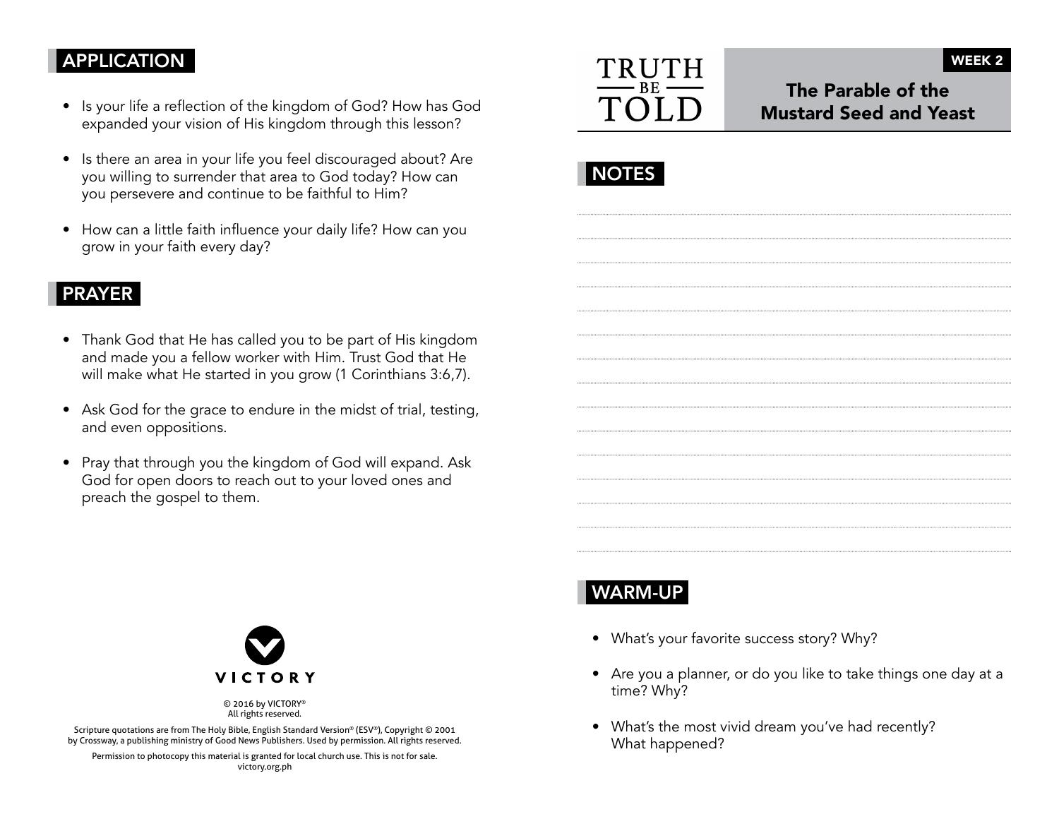## APPLICATION

- Is your life a reflection of the kingdom of God? How has God expanded your vision of His kingdom through this lesson?
- Is there an area in your life you feel discouraged about? Are you willing to surrender that area to God today? How can you persevere and continue to be faithful to Him?
- How can a little faith influence your daily life? How can you grow in your faith every day?

## PRAYER

- Thank God that He has called you to be part of His kingdom and made you a fellow worker with Him. Trust God that He will make what He started in you grow (1 Corinthians 3:6,7).
- Ask God for the grace to endure in the midst of trial, testing, and even oppositions.
- Pray that through you the kingdom of God will expand. Ask God for open doors to reach out to your loved ones and preach the gospel to them.

VICTORY

© 2016 by VICTORY®
All rights reserved.

Scripture quotations are from The Holy Bible, English Standard Version® (ESV®), Copyright © 2001 by Crossway, a publishing ministry of Good News Publishers. Used by permission. All rights reserved.

Permission to photocopy this material is granted for local church use. This is not for sale.
victory.org.ph

TRUTH BE TOLD

WEEK 2

# The Parable of the Mustard Seed and Yeast

## NOTES

## WARM-UP

- What's your favorite success story? Why?
- Are you a planner, or do you like to take things one day at a time? Why?
- What's the most vivid dream you've had recently? What happened?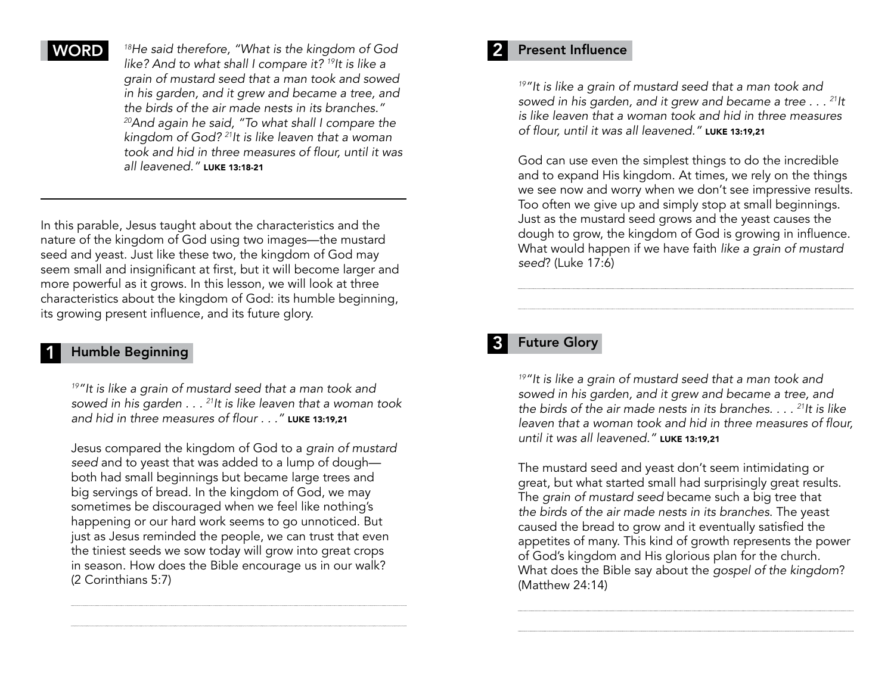**WORD**

*[18]He said therefore, "What is the kingdom of God like? And to what shall I compare it? [19]It is like a grain of mustard seed that a man took and sowed in his garden, and it grew and became a tree, and the birds of the air made nests in its branches." [20]And again he said, "To what shall I compare the kingdom of God? [21]It is like leaven that a woman took and hid in three measures of flour, until it was all leavened."* **LUKE 13:18-21**

---

In this parable, Jesus taught about the characteristics and the nature of the kingdom of God using two images—the mustard seed and yeast. Just like these two, the kingdom of God may seem small and insignificant at first, but it will become larger and more powerful as it grows. In this lesson, we will look at three characteristics about the kingdom of God: its humble beginning, its growing present influence, and its future glory.

## 1 Humble Beginning

*[19]"It is like a grain of mustard seed that a man took and sowed in his garden . . . [21]It is like leaven that a woman took and hid in three measures of flour . . ."* **LUKE 13:19,21**

Jesus compared the kingdom of God to a *grain of mustard seed* and to yeast that was added to a lump of dough—both had small beginnings but became large trees and big servings of bread. In the kingdom of God, we may sometimes be discouraged when we feel like nothing's happening or our hard work seems to go unnoticed. But just as Jesus reminded the people, we can trust that even the tiniest seeds we sow today will grow into great crops in season. How does the Bible encourage us in our walk? (2 Corinthians 5:7)

## 2 Present Influence

*[19]"It is like a grain of mustard seed that a man took and sowed in his garden, and it grew and became a tree . . . [21]It is like leaven that a woman took and hid in three measures of flour, until it was all leavened."* **LUKE 13:19,21**

God can use even the simplest things to do the incredible and to expand His kingdom. At times, we rely on the things we see now and worry when we don't see impressive results. Too often we give up and simply stop at small beginnings. Just as the mustard seed grows and the yeast causes the dough to grow, the kingdom of God is growing in influence. What would happen if we have faith *like a grain of mustard seed*? (Luke 17:6)

## 3 Future Glory

*[19]"It is like a grain of mustard seed that a man took and sowed in his garden, and it grew and became a tree, and the birds of the air made nests in its branches. . . . [21]It is like leaven that a woman took and hid in three measures of flour, until it was all leavened."* **LUKE 13:19,21**

The mustard seed and yeast don't seem intimidating or great, but what started small had surprisingly great results. The *grain of mustard seed* became such a big tree that *the birds of the air made nests in its branches*. The yeast caused the bread to grow and it eventually satisfied the appetites of many. This kind of growth represents the power of God's kingdom and His glorious plan for the church. What does the Bible say about the *gospel of the kingdom*? (Matthew 24:14)